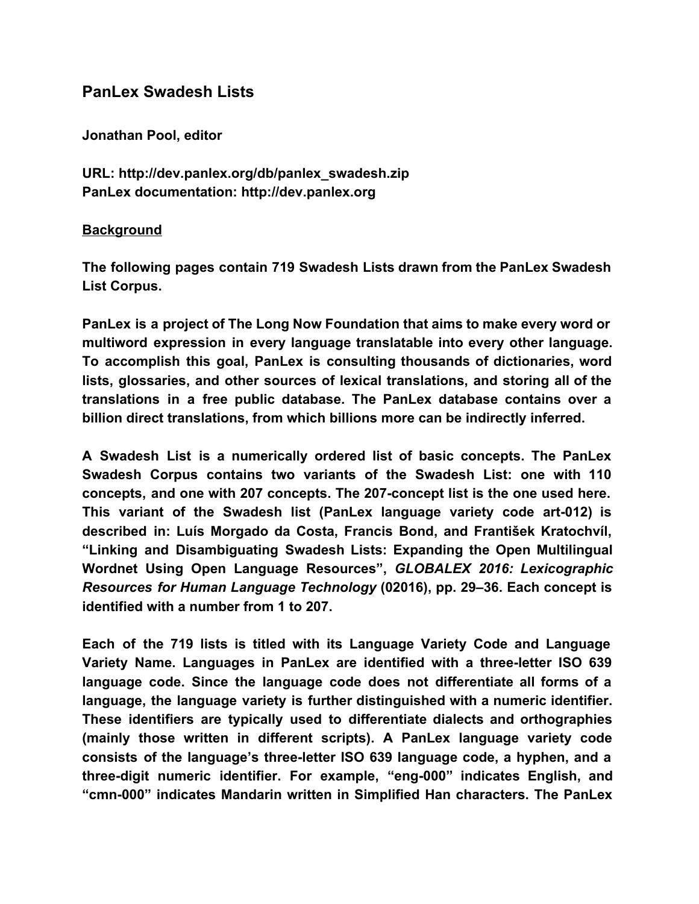## PanLex Swadesh Lists

**Jonathan Pool, editor**

**URL: http://dev.panlex.org/db/panlex_swadesh.zip**
**PanLex documentation: http://dev.panlex.org**

### Background

**The following pages contain 719 Swadesh Lists drawn from the PanLex Swadesh List Corpus.**

**PanLex is a project of The Long Now Foundation that aims to make every word or multiword expression in every language translatable into every other language. To accomplish this goal, PanLex is consulting thousands of dictionaries, word lists, glossaries, and other sources of lexical translations, and storing all of the translations in a free public database. The PanLex database contains over a billion direct translations, from which billions more can be indirectly inferred.**

**A Swadesh List is a numerically ordered list of basic concepts. The PanLex Swadesh Corpus contains two variants of the Swadesh List: one with 110 concepts, and one with 207 concepts. The 207-concept list is the one used here. This variant of the Swadesh list (PanLex language variety code art-012) is described in: Luís Morgado da Costa, Francis Bond, and František Kratochvíl, "Linking and Disambiguating Swadesh Lists: Expanding the Open Multilingual Wordnet Using Open Language Resources",** ***GLOBALEX 2016: Lexicographic Resources for Human Language Technology*** **(02016), pp. 29–36. Each concept is identified with a number from 1 to 207.**

**Each of the 719 lists is titled with its Language Variety Code and Language Variety Name. Languages in PanLex are identified with a three-letter ISO 639 language code. Since the language code does not differentiate all forms of a language, the language variety is further distinguished with a numeric identifier. These identifiers are typically used to differentiate dialects and orthographies (mainly those written in different scripts). A PanLex language variety code consists of the language's three-letter ISO 639 language code, a hyphen, and a three-digit numeric identifier. For example, "eng-000" indicates English, and "cmn-000" indicates Mandarin written in Simplified Han characters. The PanLex**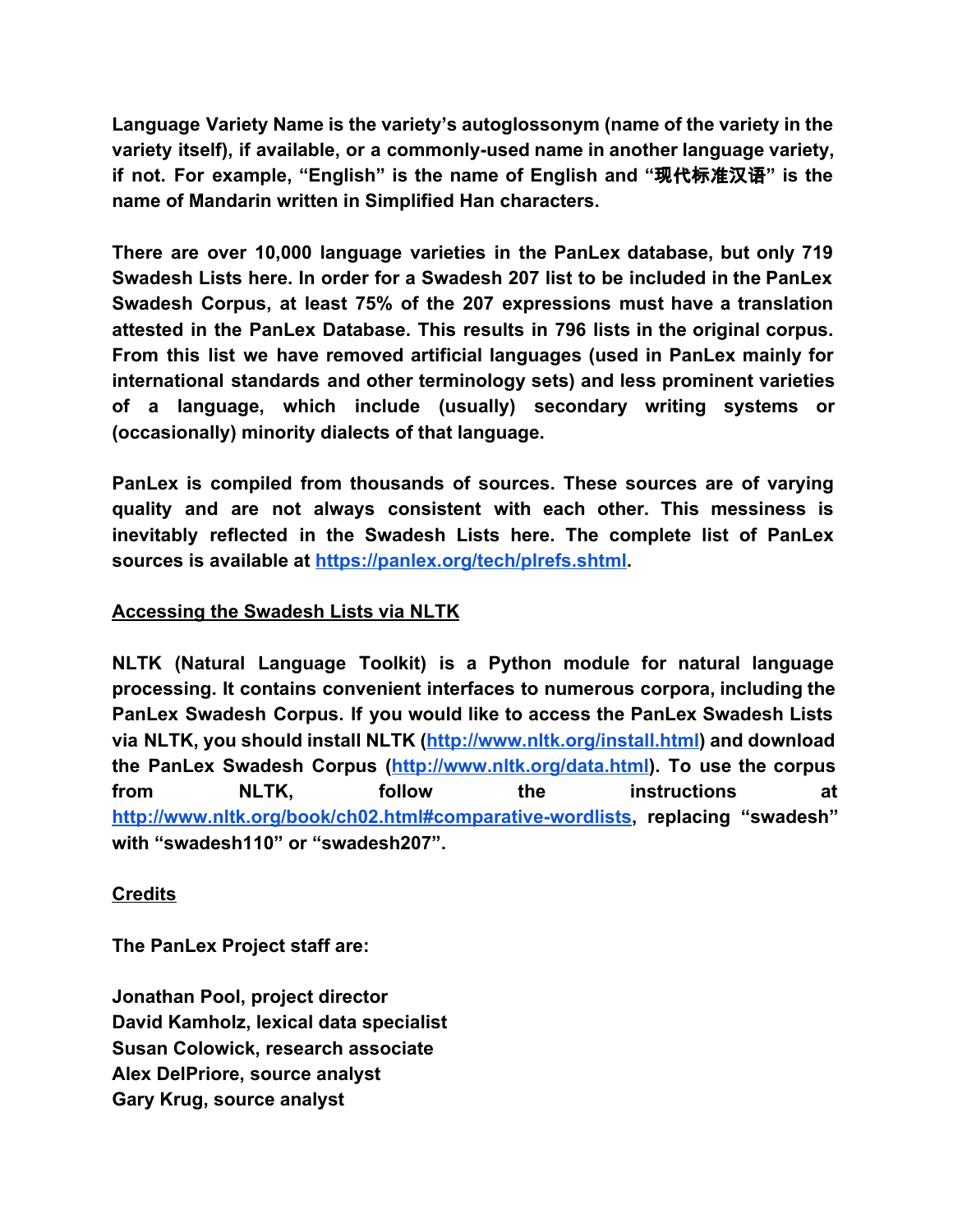**Language Variety Name is the variety's autoglossonym (name of the variety in the variety itself), if available, or a commonly-used name in another language variety, if not. For example, "English" is the name of English and "现代标准汉语" is the name of Mandarin written in Simplified Han characters.**

**There are over 10,000 language varieties in the PanLex database, but only 719 Swadesh Lists here. In order for a Swadesh 207 list to be included in the PanLex Swadesh Corpus, at least 75% of the 207 expressions must have a translation attested in the PanLex Database. This results in 796 lists in the original corpus. From this list we have removed artificial languages (used in PanLex mainly for international standards and other terminology sets) and less prominent varieties of a language, which include (usually) secondary writing systems or (occasionally) minority dialects of that language.**

**PanLex is compiled from thousands of sources. These sources are of varying quality and are not always consistent with each other. This messiness is inevitably reflected in the Swadesh Lists here. The complete list of PanLex sources is available at [https://panlex.org/tech/plrefs.shtml](https://panlex.org/tech/plrefs.shtml).**

## Accessing the Swadesh Lists via NLTK

**NLTK (Natural Language Toolkit) is a Python module for natural language processing. It contains convenient interfaces to numerous corpora, including the PanLex Swadesh Corpus. If you would like to access the PanLex Swadesh Lists via NLTK, you should install NLTK ([http://www.nltk.org/install.html](http://www.nltk.org/install.html)) and download the PanLex Swadesh Corpus ([http://www.nltk.org/data.html](http://www.nltk.org/data.html)). To use the corpus from NLTK, follow the instructions at [http://www.nltk.org/book/ch02.html#comparative-wordlists](http://www.nltk.org/book/ch02.html#comparative-wordlists), replacing "swadesh" with "swadesh110" or "swadesh207".**

## Credits

**The PanLex Project staff are:**

**Jonathan Pool, project director**
**David Kamholz, lexical data specialist**
**Susan Colowick, research associate**
**Alex DelPriore, source analyst**
**Gary Krug, source analyst**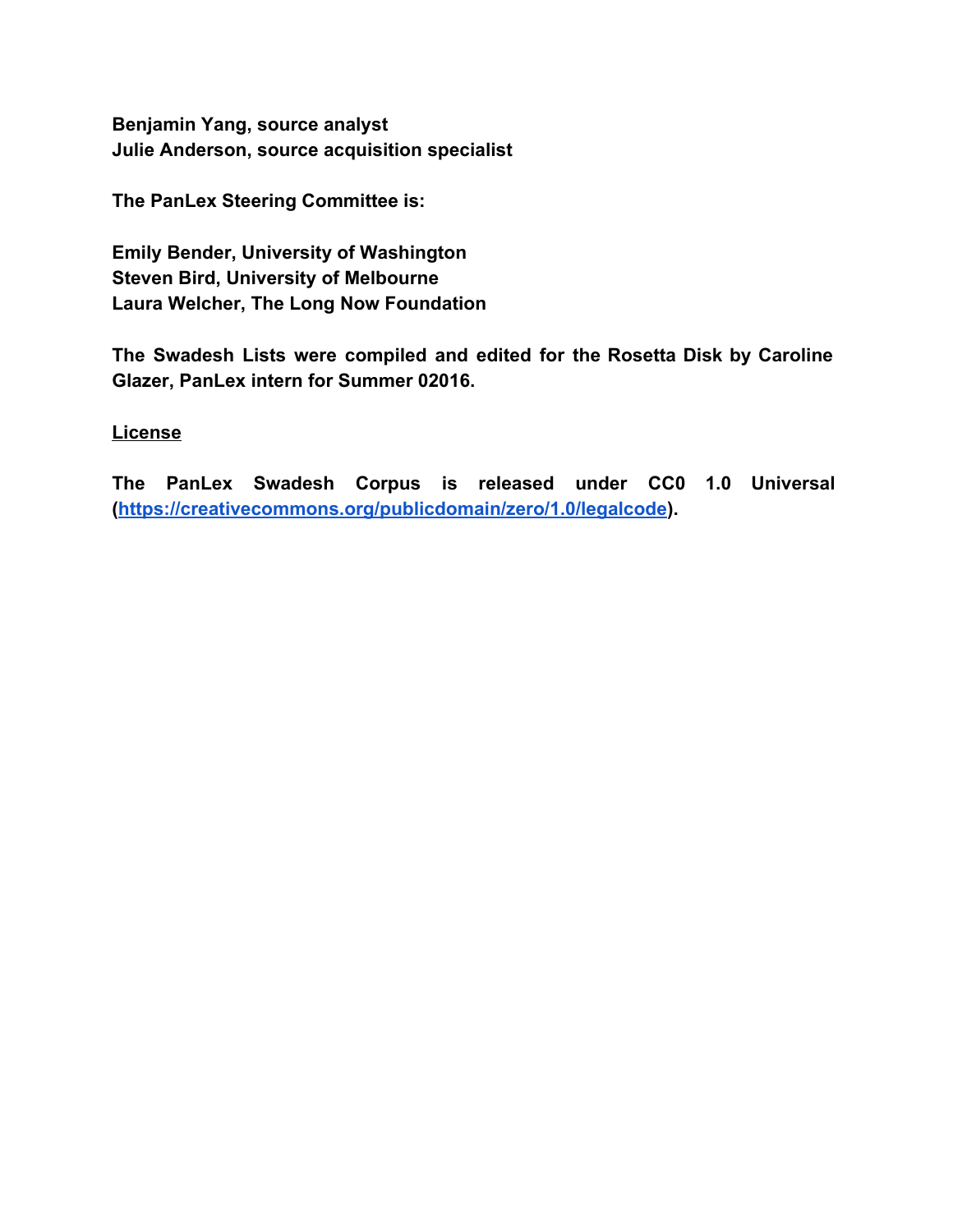**Benjamin Yang, source analyst**
**Julie Anderson, source acquisition specialist**

**The PanLex Steering Committee is:**

**Emily Bender, University of Washington**
**Steven Bird, University of Melbourne**
**Laura Welcher, The Long Now Foundation**

**The Swadesh Lists were compiled and edited for the Rosetta Disk by Caroline Glazer, PanLex intern for Summer 02016.**

**License**

**The PanLex Swadesh Corpus is released under CC0 1.0 Universal (https://creativecommons.org/publicdomain/zero/1.0/legalcode).**